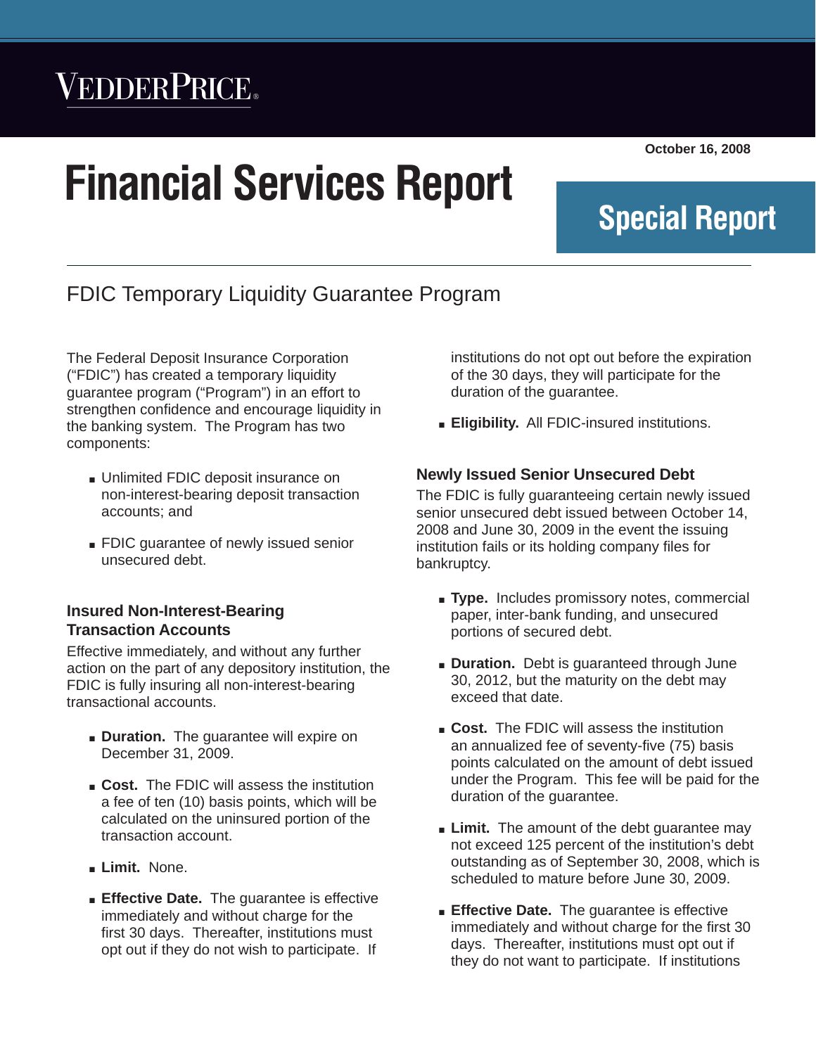VEDDERPRICE

October 16, 2008

# Financial Services Report

**Special Report**

## FDIC Temporary Liquidity Guarantee Program

The Federal Deposit Insurance Corporation ("FDIC") has created a temporary liquidity guarantee program ("Program") in an effort to strengthen confidence and encourage liquidity in the banking system. The Program has two components:

- Unlimited FDIC deposit insurance on non-interest-bearing deposit transaction accounts; and
- FDIC guarantee of newly issued senior unsecured debt.

### Insured Non-Interest-Bearing Transaction Accounts

Effective immediately, and without any further action on the part of any depository institution, the FDIC is fully insuring all non-interest-bearing transactional accounts.

- **Duration.** The guarantee will expire on December 31, 2009.
- **Cost.** The FDIC will assess the institution a fee of ten (10) basis points, which will be calculated on the uninsured portion of the transaction account.
- **Limit.** None.
- **Effective Date.** The guarantee is effective immediately and without charge for the first 30 days. Thereafter, institutions must opt out if they do not wish to participate. If institutions do not opt out before the expiration of the 30 days, they will participate for the duration of the guarantee.
- **Eligibility.** All FDIC-insured institutions.

### Newly Issued Senior Unsecured Debt

The FDIC is fully guaranteeing certain newly issued senior unsecured debt issued between October 14, 2008 and June 30, 2009 in the event the issuing institution fails or its holding company files for bankruptcy.

- **Type.** Includes promissory notes, commercial paper, inter-bank funding, and unsecured portions of secured debt.
- **Duration.** Debt is guaranteed through June 30, 2012, but the maturity on the debt may exceed that date.
- **Cost.** The FDIC will assess the institution an annualized fee of seventy-five (75) basis points calculated on the amount of debt issued under the Program. This fee will be paid for the duration of the guarantee.
- **Limit.** The amount of the debt guarantee may not exceed 125 percent of the institution's debt outstanding as of September 30, 2008, which is scheduled to mature before June 30, 2009.
- **Effective Date.** The guarantee is effective immediately and without charge for the first 30 days. Thereafter, institutions must opt out if they do not want to participate. If institutions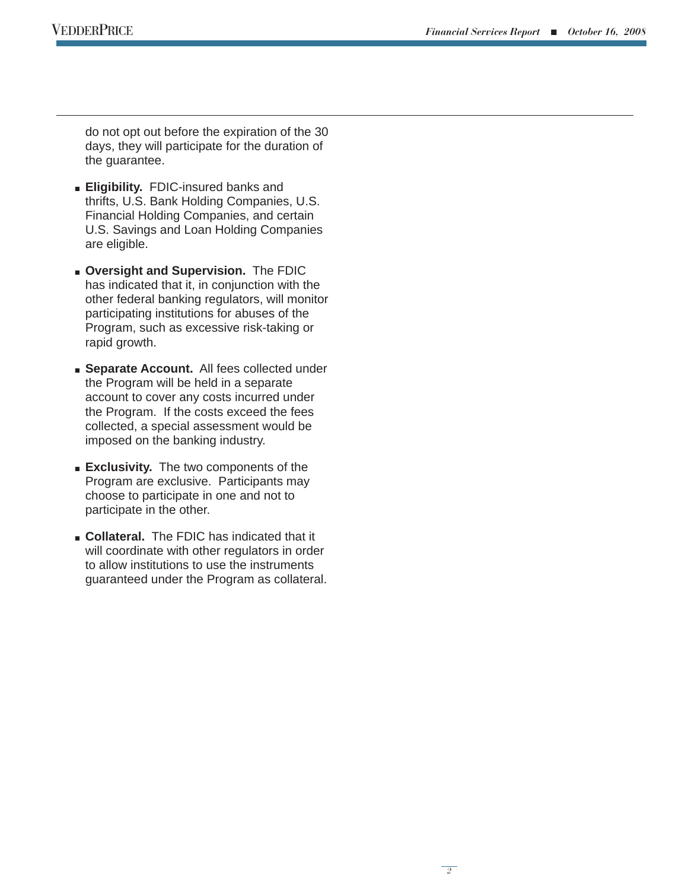do not opt out before the expiration of the 30 days, they will participate for the duration of the guarantee.

- **Eligibility.** FDIC-insured banks and thrifts, U.S. Bank Holding Companies, U.S. Financial Holding Companies, and certain U.S. Savings and Loan Holding Companies are eligible.
- **Oversight and Supervision.** The FDIC has indicated that it, in conjunction with the other federal banking regulators, will monitor participating institutions for abuses of the Program, such as excessive risk-taking or rapid growth.
- **Separate Account.** All fees collected under the Program will be held in a separate account to cover any costs incurred under the Program. If the costs exceed the fees collected, a special assessment would be imposed on the banking industry.
- **Exclusivity.** The two components of the Program are exclusive. Participants may choose to participate in one and not to participate in the other.
- **Collateral.** The FDIC has indicated that it will coordinate with other regulators in order to allow institutions to use the instruments guaranteed under the Program as collateral.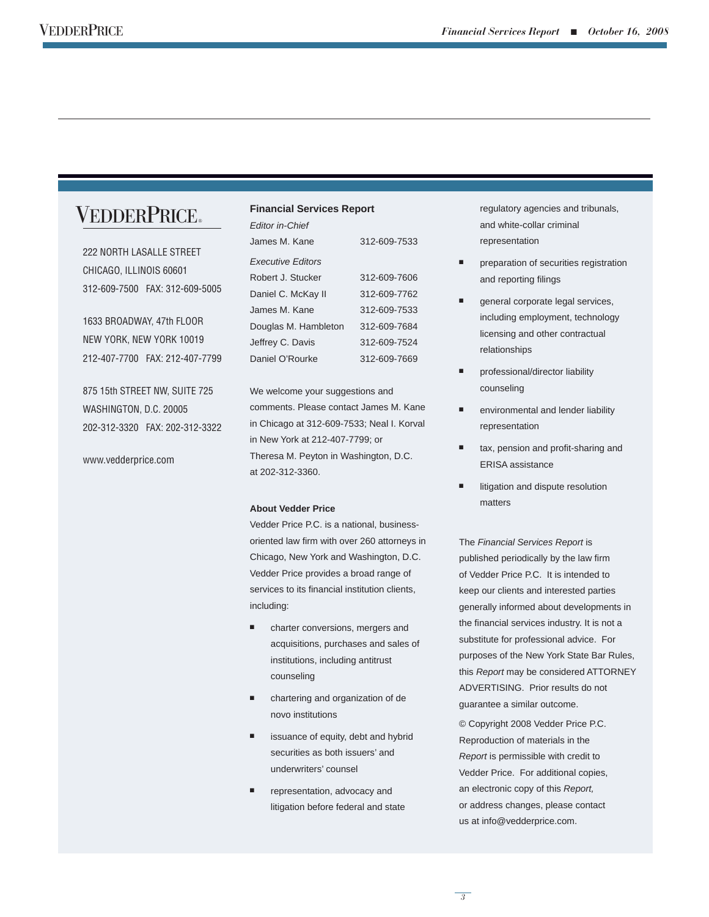# VEDDERPRICE

222 NORTH LASALLE STREET
CHICAGO, ILLINOIS 60601
312-609-7500 FAX: 312-609-5005

1633 BROADWAY, 47th FLOOR
NEW YORK, NEW YORK 10019
212-407-7700 FAX: 212-407-7799

875 15th STREET NW, SUITE 725
WASHINGTON, D.C. 20005
202-312-3320 FAX: 202-312-3322

www.vedderprice.com

**Financial Services Report**

| | |
|---|---|
| *Editor in-Chief* | |
| James M. Kane | 312-609-7533 |
| *Executive Editors* | |
| Robert J. Stucker | 312-609-7606 |
| Daniel C. McKay II | 312-609-7762 |
| James M. Kane | 312-609-7533 |
| Douglas M. Hambleton | 312-609-7684 |
| Jeffrey C. Davis | 312-609-7524 |
| Daniel O'Rourke | 312-609-7669 |

We welcome your suggestions and comments. Please contact James M. Kane in Chicago at 312-609-7533; Neal I. Korval in New York at 212-407-7799; or Theresa M. Peyton in Washington, D.C. at 202-312-3360.

**About Vedder Price**

Vedder Price P.C. is a national, business-oriented law firm with over 260 attorneys in Chicago, New York and Washington, D.C. Vedder Price provides a broad range of services to its financial institution clients, including:

- charter conversions, mergers and acquisitions, purchases and sales of institutions, including antitrust counseling
- chartering and organization of de novo institutions
- issuance of equity, debt and hybrid securities as both issuers' and underwriters' counsel
- representation, advocacy and litigation before federal and state regulatory agencies and tribunals, and white-collar criminal representation
- preparation of securities registration and reporting filings
- general corporate legal services, including employment, technology licensing and other contractual relationships
- professional/director liability counseling
- environmental and lender liability representation
- tax, pension and profit-sharing and ERISA assistance
- litigation and dispute resolution matters

The *Financial Services Report* is published periodically by the law firm of Vedder Price P.C. It is intended to keep our clients and interested parties generally informed about developments in the financial services industry. It is not a substitute for professional advice. For purposes of the New York State Bar Rules, this *Report* may be considered ATTORNEY ADVERTISING. Prior results do not guarantee a similar outcome.

© Copyright 2008 Vedder Price P.C. Reproduction of materials in the *Report* is permissible with credit to Vedder Price. For additional copies, an electronic copy of this *Report,* or address changes, please contact us at info@vedderprice.com.